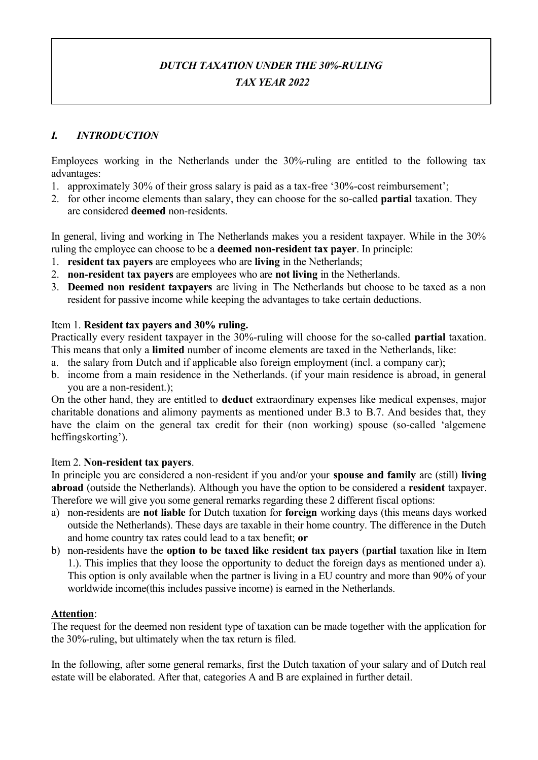# *DUTCH TAXATION UNDER THE 30%-RULING*
# *TAX YEAR 2022*

## *I. INTRODUCTION*

Employees working in the Netherlands under the 30%-ruling are entitled to the following tax advantages:

1. approximately 30% of their gross salary is paid as a tax-free '30%-cost reimbursement';
2. for other income elements than salary, they can choose for the so-called **partial** taxation. They are considered **deemed** non-residents.

In general, living and working in The Netherlands makes you a resident taxpayer. While in the 30% ruling the employee can choose to be a **deemed non-resident tax payer**. In principle:

1. **resident tax payers** are employees who are **living** in the Netherlands;
2. **non-resident tax payers** are employees who are **not living** in the Netherlands.
3. **Deemed non resident taxpayers** are living in The Netherlands but choose to be taxed as a non resident for passive income while keeping the advantages to take certain deductions.

Item 1. **Resident tax payers and 30% ruling.**

Practically every resident taxpayer in the 30%-ruling will choose for the so-called **partial** taxation. This means that only a **limited** number of income elements are taxed in the Netherlands, like:

a. the salary from Dutch and if applicable also foreign employment (incl. a company car);
b. income from a main residence in the Netherlands. (if your main residence is abroad, in general you are a non-resident.);

On the other hand, they are entitled to **deduct** extraordinary expenses like medical expenses, major charitable donations and alimony payments as mentioned under B.3 to B.7. And besides that, they have the claim on the general tax credit for their (non working) spouse (so-called 'algemene heffingskorting').

Item 2. **Non-resident tax payers**.

In principle you are considered a non-resident if you and/or your **spouse and family** are (still) **living abroad** (outside the Netherlands). Although you have the option to be considered a **resident** taxpayer. Therefore we will give you some general remarks regarding these 2 different fiscal options:

a) non-residents are **not liable** for Dutch taxation for **foreign** working days (this means days worked outside the Netherlands). These days are taxable in their home country. The difference in the Dutch and home country tax rates could lead to a tax benefit; **or**
b) non-residents have the **option to be taxed like resident tax payers** (**partial** taxation like in Item 1.). This implies that they loose the opportunity to deduct the foreign days as mentioned under a). This option is only available when the partner is living in a EU country and more than 90% of your worldwide income(this includes passive income) is earned in the Netherlands.

**Attention**:

The request for the deemed non resident type of taxation can be made together with the application for the 30%-ruling, but ultimately when the tax return is filed.

In the following, after some general remarks, first the Dutch taxation of your salary and of Dutch real estate will be elaborated. After that, categories A and B are explained in further detail.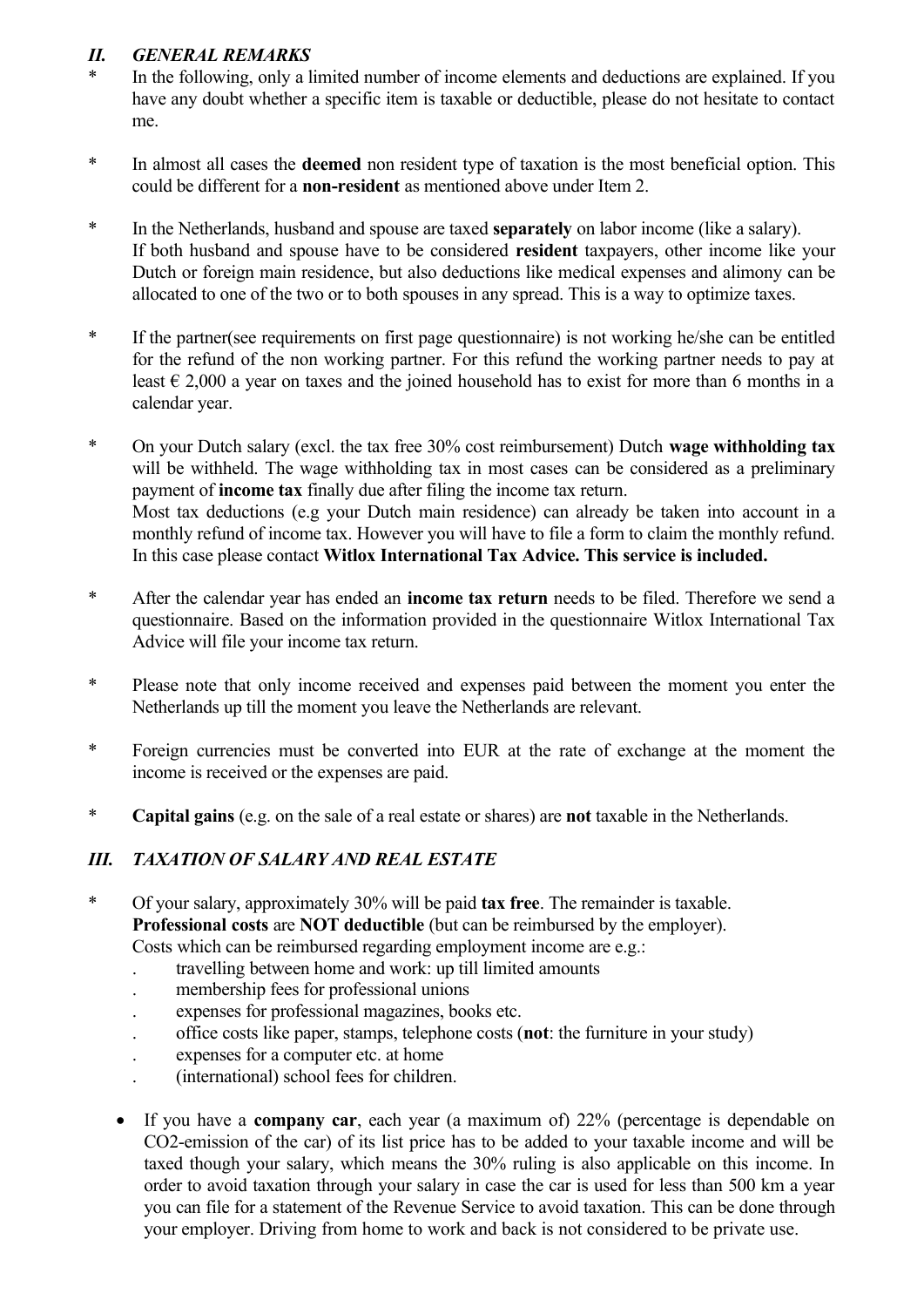## *II. GENERAL REMARKS*

* In the following, only a limited number of income elements and deductions are explained. If you have any doubt whether a specific item is taxable or deductible, please do not hesitate to contact me.

* In almost all cases the **deemed** non resident type of taxation is the most beneficial option. This could be different for a **non-resident** as mentioned above under Item 2.

* In the Netherlands, husband and spouse are taxed **separately** on labor income (like a salary). If both husband and spouse have to be considered **resident** taxpayers, other income like your Dutch or foreign main residence, but also deductions like medical expenses and alimony can be allocated to one of the two or to both spouses in any spread. This is a way to optimize taxes.

* If the partner(see requirements on first page questionnaire) is not working he/she can be entitled for the refund of the non working partner. For this refund the working partner needs to pay at least € 2,000 a year on taxes and the joined household has to exist for more than 6 months in a calendar year.

* On your Dutch salary (excl. the tax free 30% cost reimbursement) Dutch **wage withholding tax** will be withheld. The wage withholding tax in most cases can be considered as a preliminary payment of **income tax** finally due after filing the income tax return. Most tax deductions (e.g your Dutch main residence) can already be taken into account in a monthly refund of income tax. However you will have to file a form to claim the monthly refund. In this case please contact **Witlox International Tax Advice. This service is included.**

* After the calendar year has ended an **income tax return** needs to be filed. Therefore we send a questionnaire. Based on the information provided in the questionnaire Witlox International Tax Advice will file your income tax return.

* Please note that only income received and expenses paid between the moment you enter the Netherlands up till the moment you leave the Netherlands are relevant.

* Foreign currencies must be converted into EUR at the rate of exchange at the moment the income is received or the expenses are paid.

* **Capital gains** (e.g. on the sale of a real estate or shares) are **not** taxable in the Netherlands.

## *III. TAXATION OF SALARY AND REAL ESTATE*

* Of your salary, approximately 30% will be paid **tax free**. The remainder is taxable. **Professional costs** are **NOT deductible** (but can be reimbursed by the employer). Costs which can be reimbursed regarding employment income are e.g.:
  - travelling between home and work: up till limited amounts
  - membership fees for professional unions
  - expenses for professional magazines, books etc.
  - office costs like paper, stamps, telephone costs (**not**: the furniture in your study)
  - expenses for a computer etc. at home
  - (international) school fees for children.

- If you have a **company car**, each year (a maximum of) 22% (percentage is dependable on CO2-emission of the car) of its list price has to be added to your taxable income and will be taxed though your salary, which means the 30% ruling is also applicable on this income. In order to avoid taxation through your salary in case the car is used for less than 500 km a year you can file for a statement of the Revenue Service to avoid taxation. This can be done through your employer. Driving from home to work and back is not considered to be private use.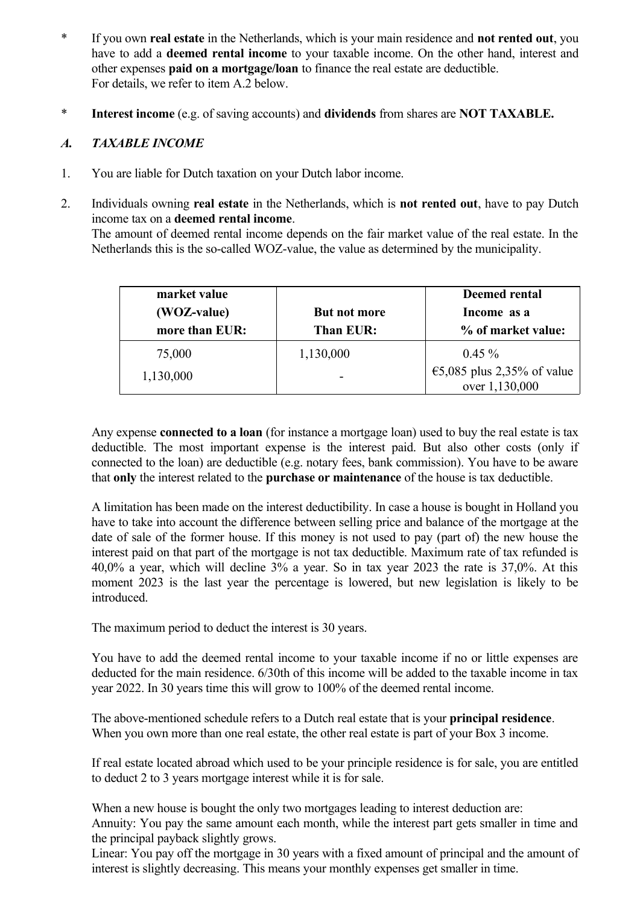\* If you own **real estate** in the Netherlands, which is your main residence and **not rented out**, you have to add a **deemed rental income** to your taxable income. On the other hand, interest and other expenses **paid on a mortgage/loan** to finance the real estate are deductible.
For details, we refer to item A.2 below.

\* **Interest income** (e.g. of saving accounts) and **dividends** from shares are **NOT TAXABLE.**

### *A. TAXABLE INCOME*

1. You are liable for Dutch taxation on your Dutch labor income.

2. Individuals owning **real estate** in the Netherlands, which is **not rented out**, have to pay Dutch income tax on a **deemed rental income**.
The amount of deemed rental income depends on the fair market value of the real estate. In the Netherlands this is the so-called WOZ-value, the value as determined by the municipality.

| market value (WOZ-value) more than EUR: | But not more Than EUR: | Deemed rental Income as a % of market value: |
|---|---|---|
| 75,000 | 1,130,000 | 0.45 % |
| 1,130,000 | - | €5,085 plus 2,35% of value over 1,130,000 |

Any expense **connected to a loan** (for instance a mortgage loan) used to buy the real estate is tax deductible. The most important expense is the interest paid. But also other costs (only if connected to the loan) are deductible (e.g. notary fees, bank commission). You have to be aware that **only** the interest related to the **purchase or maintenance** of the house is tax deductible.

A limitation has been made on the interest deductibility. In case a house is bought in Holland you have to take into account the difference between selling price and balance of the mortgage at the date of sale of the former house. If this money is not used to pay (part of) the new house the interest paid on that part of the mortgage is not tax deductible. Maximum rate of tax refunded is 40,0% a year, which will decline 3% a year. So in tax year 2023 the rate is 37,0%. At this moment 2023 is the last year the percentage is lowered, but new legislation is likely to be introduced.

The maximum period to deduct the interest is 30 years.

You have to add the deemed rental income to your taxable income if no or little expenses are deducted for the main residence. 6/30th of this income will be added to the taxable income in tax year 2022. In 30 years time this will grow to 100% of the deemed rental income.

The above-mentioned schedule refers to a Dutch real estate that is your **principal residence**.
When you own more than one real estate, the other real estate is part of your Box 3 income.

If real estate located abroad which used to be your principle residence is for sale, you are entitled to deduct 2 to 3 years mortgage interest while it is for sale.

When a new house is bought the only two mortgages leading to interest deduction are:
Annuity: You pay the same amount each month, while the interest part gets smaller in time and the principal payback slightly grows.
Linear: You pay off the mortgage in 30 years with a fixed amount of principal and the amount of interest is slightly decreasing. This means your monthly expenses get smaller in time.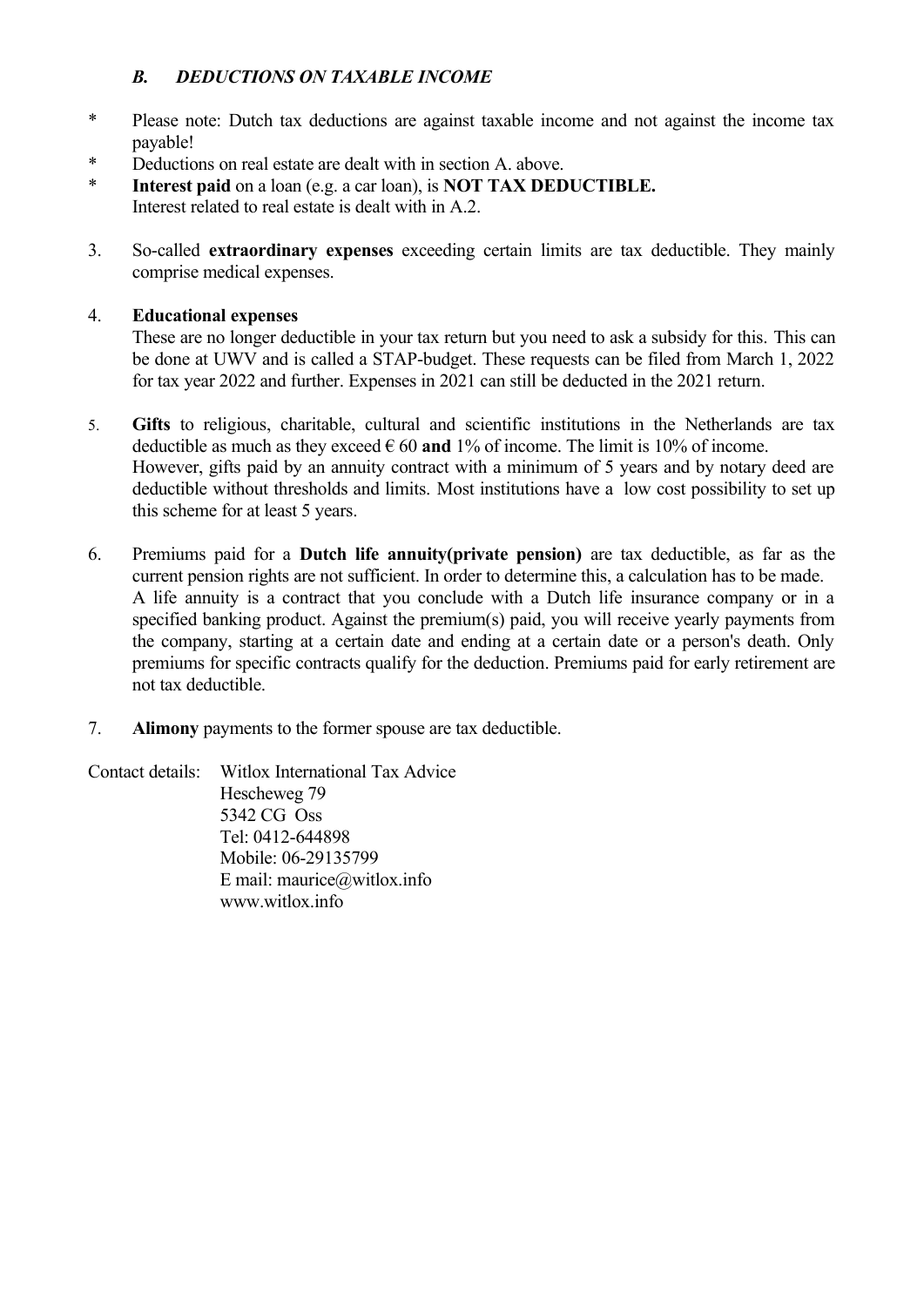### *B. DEDUCTIONS ON TAXABLE INCOME*

\* Please note: Dutch tax deductions are against taxable income and not against the income tax payable!

\* Deductions on real estate are dealt with in section A. above.

\* **Interest paid** on a loan (e.g. a car loan), is **NOT TAX DEDUCTIBLE.**
Interest related to real estate is dealt with in A.2.

3. So-called **extraordinary expenses** exceeding certain limits are tax deductible. They mainly comprise medical expenses.

4. **Educational expenses**
These are no longer deductible in your tax return but you need to ask a subsidy for this. This can be done at UWV and is called a STAP-budget. These requests can be filed from March 1, 2022 for tax year 2022 and further. Expenses in 2021 can still be deducted in the 2021 return.

5. **Gifts** to religious, charitable, cultural and scientific institutions in the Netherlands are tax deductible as much as they exceed € 60 **and** 1% of income. The limit is 10% of income.
However, gifts paid by an annuity contract with a minimum of 5 years and by notary deed are deductible without thresholds and limits. Most institutions have a low cost possibility to set up this scheme for at least 5 years.

6. Premiums paid for a **Dutch life annuity(private pension)** are tax deductible, as far as the current pension rights are not sufficient. In order to determine this, a calculation has to be made.
A life annuity is a contract that you conclude with a Dutch life insurance company or in a specified banking product. Against the premium(s) paid, you will receive yearly payments from the company, starting at a certain date and ending at a certain date or a person's death. Only premiums for specific contracts qualify for the deduction. Premiums paid for early retirement are not tax deductible.

7. **Alimony** payments to the former spouse are tax deductible.

Contact details: Witlox International Tax Advice
Hescheweg 79
5342 CG Oss
Tel: 0412-644898
Mobile: 06-29135799
E mail: maurice@witlox.info
www.witlox.info